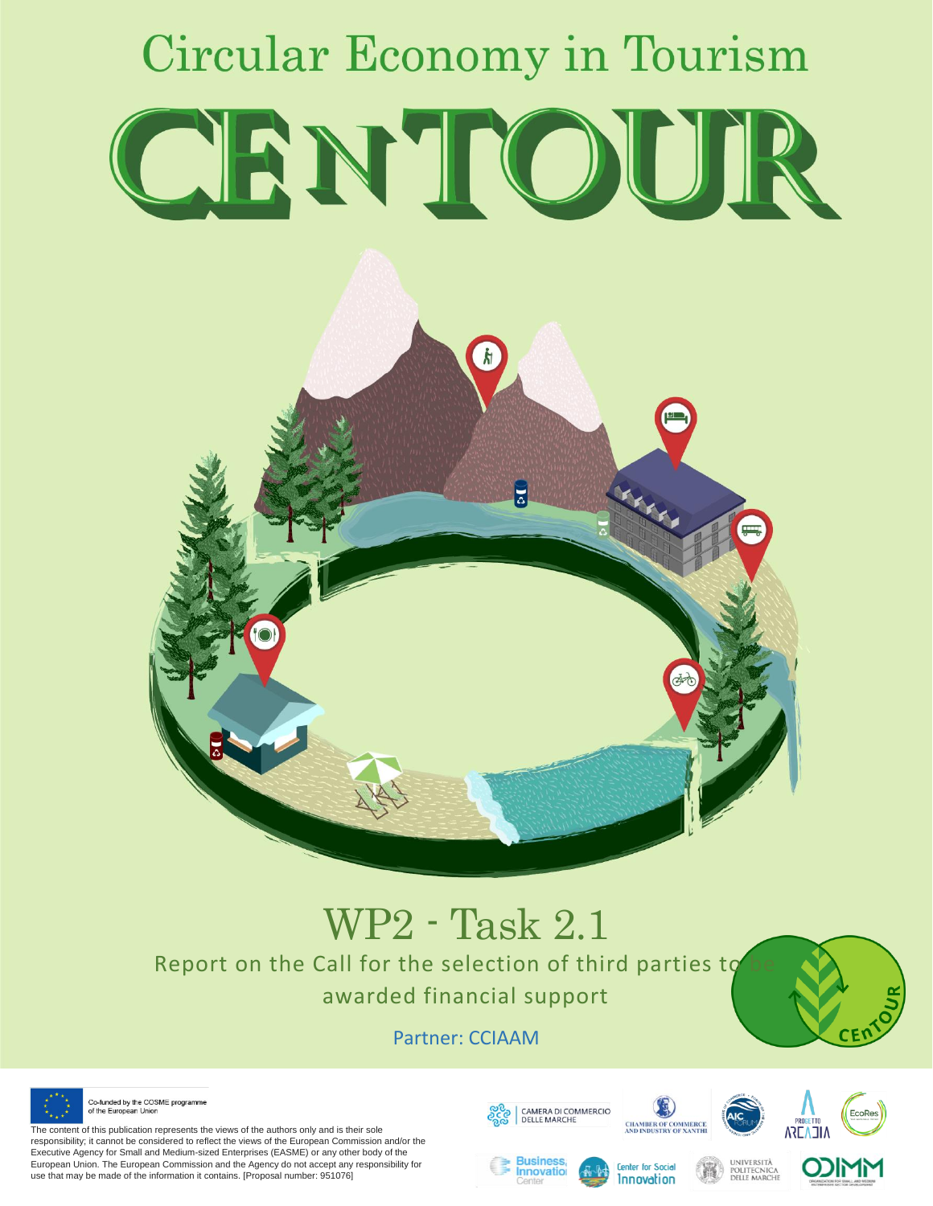# Circular Economy in Tourism

# CENTOUR

## WP2 - Task 2.1

Report on the Call for the selection of third parties to be awarded financial support

Partner: CCIAAM

Co-funded by the COSME programme of the European Union

The content of this publication represents the views of the authors only and is their sole responsibility; it cannot be considered to reflect the views of the European Commission and/or the Executive Agency for Small and Medium-sized Enterprises (EASME) or any other body of the European Union. The European Commission and the Agency do not accept any responsibility for use that may be made of the information it contains. [Proposal number: 951076]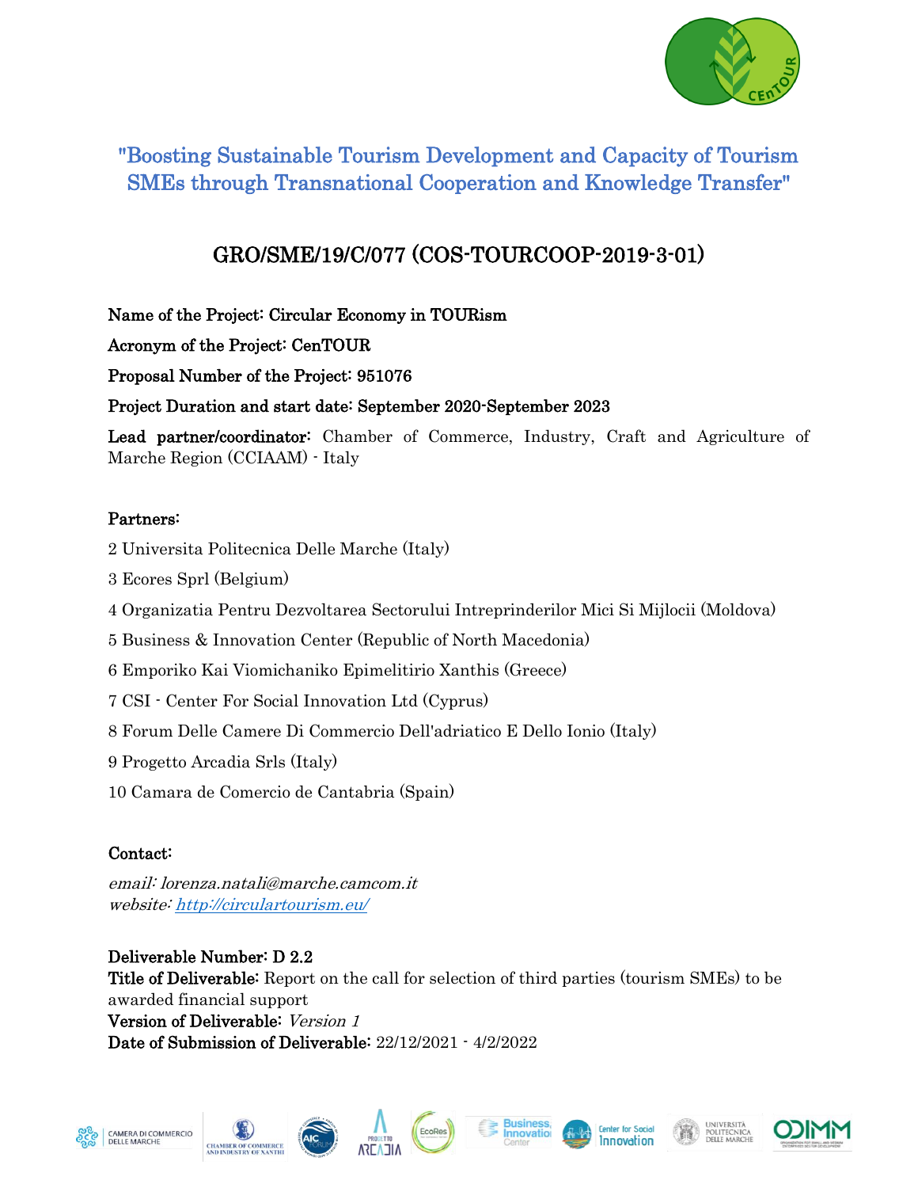# "Boosting Sustainable Tourism Development and Capacity of Tourism SMEs through Transnational Cooperation and Knowledge Transfer"

## GRO/SME/19/C/077 (COS-TOURCOOP-2019-3-01)

**Name of the Project: Circular Economy in TOURism**

**Acronym of the Project: CenTOUR**

**Proposal Number of the Project: 951076**

**Project Duration and start date: September 2020-September 2023**

**Lead partner/coordinator:** Chamber of Commerce, Industry, Craft and Agriculture of Marche Region (CCIAAM) - Italy

**Partners:**

2 Universita Politecnica Delle Marche (Italy)

3 Ecores Sprl (Belgium)

4 Organizatia Pentru Dezvoltarea Sectorului Intreprinderilor Mici Si Mijlocii (Moldova)

5 Business & Innovation Center (Republic of North Macedonia)

6 Emporiko Kai Viomichaniko Epimelitirio Xanthis (Greece)

7 CSI - Center For Social Innovation Ltd (Cyprus)

8 Forum Delle Camere Di Commercio Dell'adriatico E Dello Ionio (Italy)

9 Progetto Arcadia Srls (Italy)

10 Camara de Comercio de Cantabria (Spain)

**Contact:**

*email: lorenza.natali@marche.camcom.it*
*website: http://circulartourism.eu/*

**Deliverable Number: D 2.2**
**Title of Deliverable:** Report on the call for selection of third parties (tourism SMEs) to be awarded financial support
**Version of Deliverable:** *Version 1*
**Date of Submission of Deliverable:** 22/12/2021 - 4/2/2022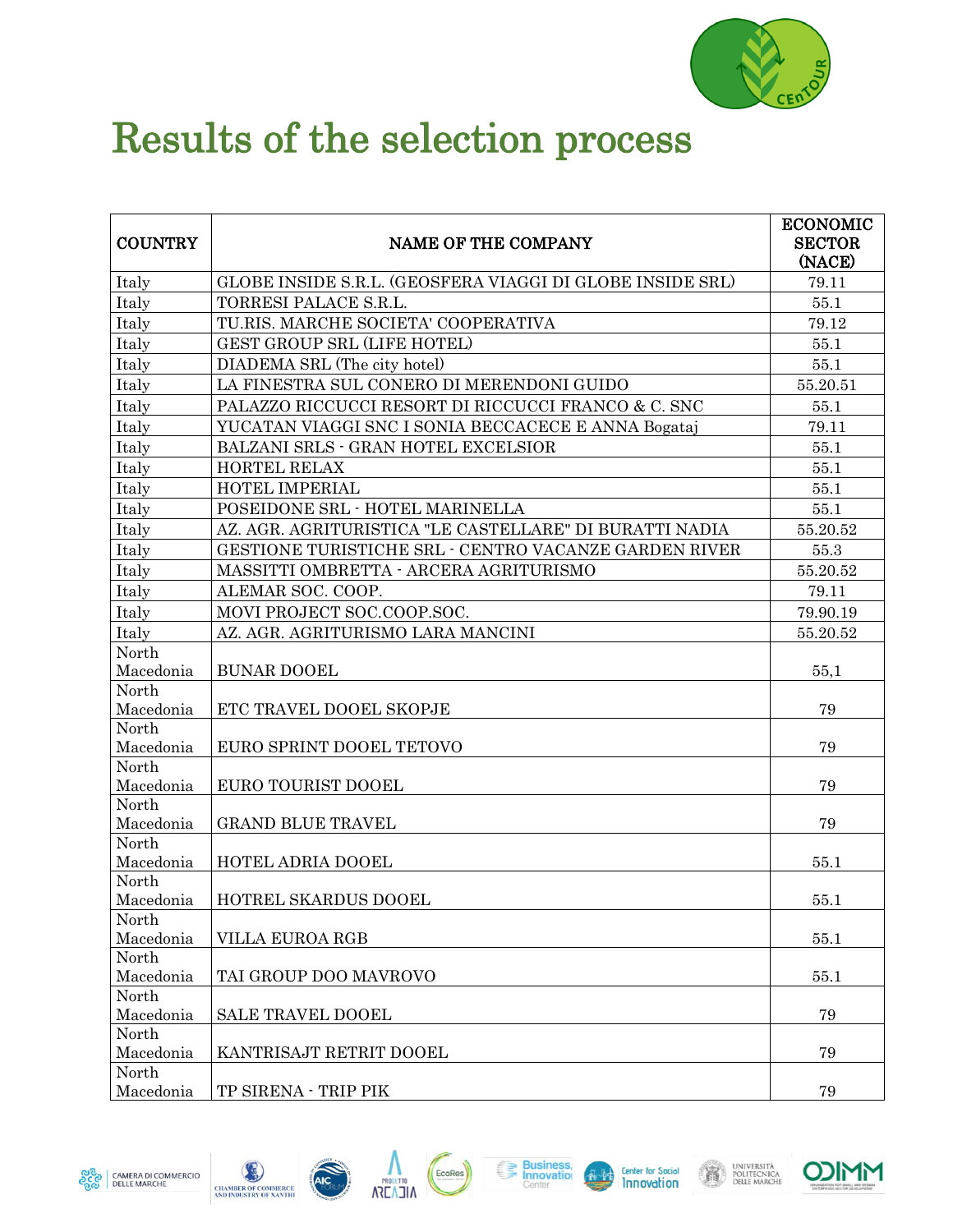# Results of the selection process

| COUNTRY | NAME OF THE COMPANY | ECONOMIC SECTOR (NACE) |
|---|---|---|
| Italy | GLOBE INSIDE S.R.L. (GEOSFERA VIAGGI DI GLOBE INSIDE SRL) | 79.11 |
| Italy | TORRESI PALACE S.R.L. | 55.1 |
| Italy | TU.RIS. MARCHE SOCIETA' COOPERATIVA | 79.12 |
| Italy | GEST GROUP SRL (LIFE HOTEL) | 55.1 |
| Italy | DIADEMA SRL (The city hotel) | 55.1 |
| Italy | LA FINESTRA SUL CONERO DI MERENDONI GUIDO | 55.20.51 |
| Italy | PALAZZO RICCUCCI RESORT DI RICCUCCI FRANCO & C. SNC | 55.1 |
| Italy | YUCATAN VIAGGI SNC I SONIA BECCACECE E ANNA Bogataj | 79.11 |
| Italy | BALZANI SRLS - GRAN HOTEL EXCELSIOR | 55.1 |
| Italy | HORTEL RELAX | 55.1 |
| Italy | HOTEL IMPERIAL | 55.1 |
| Italy | POSEIDONE SRL - HOTEL MARINELLA | 55.1 |
| Italy | AZ. AGR. AGRITURISTICA "LE CASTELLARE" DI BURATTI NADIA | 55.20.52 |
| Italy | GESTIONE TURISTICHE SRL - CENTRO VACANZE GARDEN RIVER | 55.3 |
| Italy | MASSITTI OMBRETTA - ARCERA AGRITURISMO | 55.20.52 |
| Italy | ALEMAR SOC. COOP. | 79.11 |
| Italy | MOVI PROJECT SOC.COOP.SOC. | 79.90.19 |
| Italy | AZ. AGR. AGRITURISMO LARA MANCINI | 55.20.52 |
| North Macedonia | BUNAR DOOEL | 55,1 |
| North Macedonia | ETC TRAVEL DOOEL SKOPJE | 79 |
| North Macedonia | EURO SPRINT DOOEL TETOVO | 79 |
| North Macedonia | EURO TOURIST DOOEL | 79 |
| North Macedonia | GRAND BLUE TRAVEL | 79 |
| North Macedonia | HOTEL ADRIA DOOEL | 55.1 |
| North Macedonia | HOTREL SKARDUS DOOEL | 55.1 |
| North Macedonia | VILLA EUROA RGB | 55.1 |
| North Macedonia | TAI GROUP DOO MAVROVO | 55.1 |
| North Macedonia | SALE TRAVEL DOOEL | 79 |
| North Macedonia | KANTRISAJT RETRIT DOOEL | 79 |
| North Macedonia | TP SIRENA - TRIP PIK | 79 |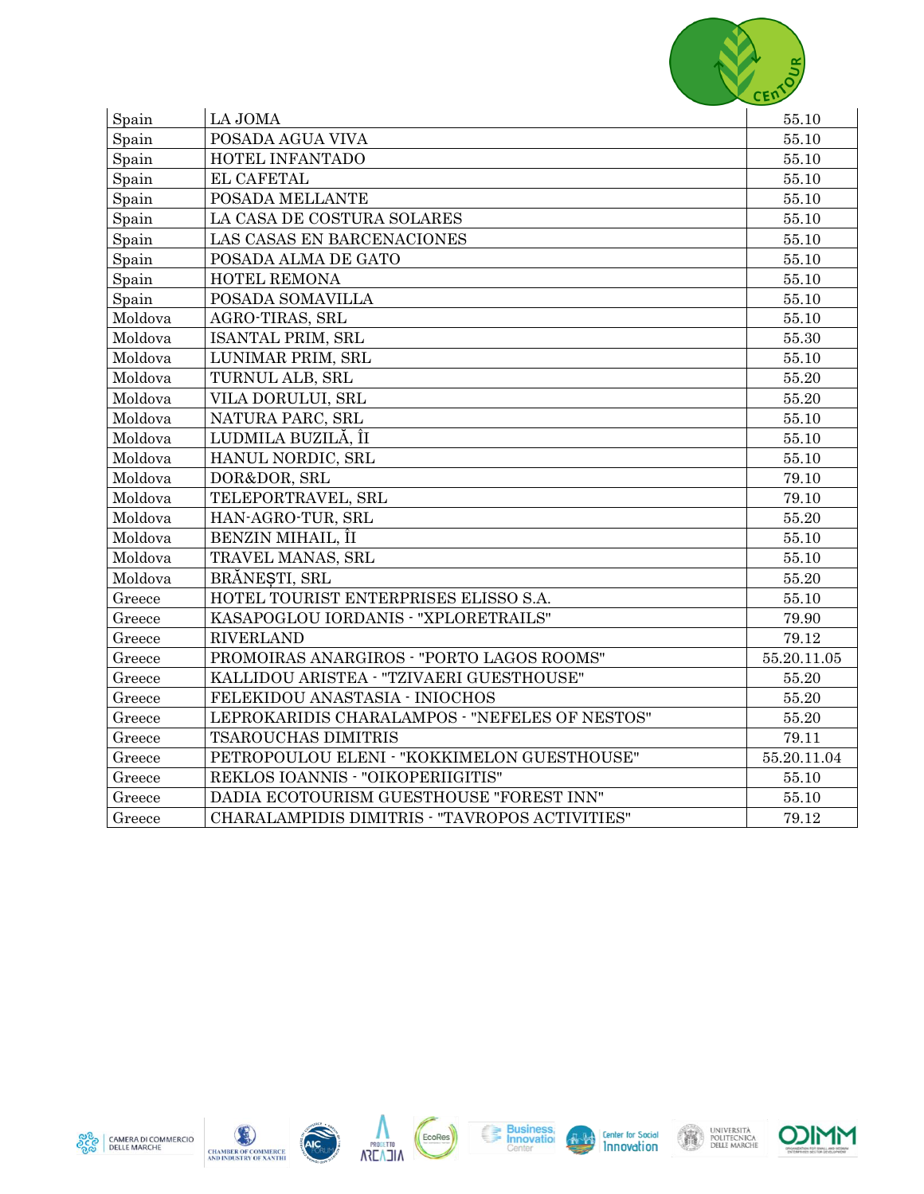| | | |
|---|---|---|
| Spain | LA JOMA | 55.10 |
| Spain | POSADA AGUA VIVA | 55.10 |
| Spain | HOTEL INFANTADO | 55.10 |
| Spain | EL CAFETAL | 55.10 |
| Spain | POSADA MELLANTE | 55.10 |
| Spain | LA CASA DE COSTURA SOLARES | 55.10 |
| Spain | LAS CASAS EN BARCENACIONES | 55.10 |
| Spain | POSADA ALMA DE GATO | 55.10 |
| Spain | HOTEL REMONA | 55.10 |
| Spain | POSADA SOMAVILLA | 55.10 |
| Moldova | AGRO-TIRAS, SRL | 55.10 |
| Moldova | ISANTAL PRIM, SRL | 55.30 |
| Moldova | LUNIMAR PRIM, SRL | 55.10 |
| Moldova | TURNUL ALB, SRL | 55.20 |
| Moldova | VILA DORULUI, SRL | 55.20 |
| Moldova | NATURA PARC, SRL | 55.10 |
| Moldova | LUDMILA BUZILĂ, ÎI | 55.10 |
| Moldova | HANUL NORDIC, SRL | 55.10 |
| Moldova | DOR&DOR, SRL | 79.10 |
| Moldova | TELEPORTRAVEL, SRL | 79.10 |
| Moldova | HAN-AGRO-TUR, SRL | 55.20 |
| Moldova | BENZIN MIHAIL, ÎI | 55.10 |
| Moldova | TRAVEL MANAS, SRL | 55.10 |
| Moldova | BRĂNEȘTI, SRL | 55.20 |
| Greece | HOTEL TOURIST ENTERPRISES ELISSO S.A. | 55.10 |
| Greece | KASAPOGLOU IORDANIS - "XPLORETRAILS" | 79.90 |
| Greece | RIVERLAND | 79.12 |
| Greece | PROMOIRAS ANARGIROS - "PORTO LAGOS ROOMS" | 55.20.11.05 |
| Greece | KALLIDOU ARISTEA - "TZIVAERI GUESTHOUSE" | 55.20 |
| Greece | FELEKIDOU ANASTASIA - INIOCHOS | 55.20 |
| Greece | LEPROKARIDIS CHARALAMPOS - "NEFELES OF NESTOS" | 55.20 |
| Greece | TSAROUCHAS DIMITRIS | 79.11 |
| Greece | PETROPOULOU ELENI - "KOKKIMELON GUESTHOUSE" | 55.20.11.04 |
| Greece | REKLOS IOANNIS - "OIKOPERIIGITIS" | 55.10 |
| Greece | DADIA ECOTOURISM GUESTHOUSE "FOREST INN" | 55.10 |
| Greece | CHARALAMPIDIS DIMITRIS - "TAVROPOS ACTIVITIES" | 79.12 |